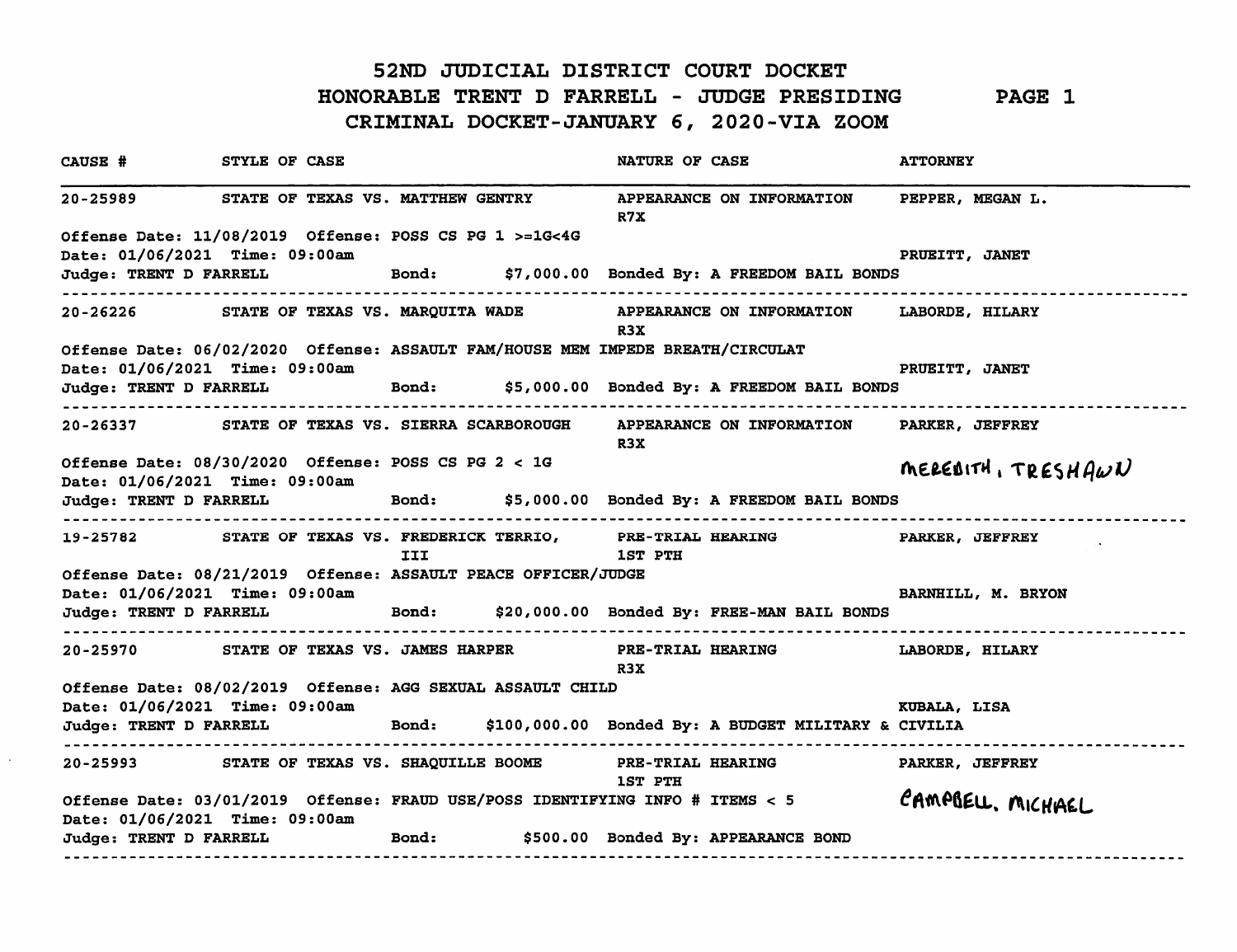# 52ND JUDICIAL DISTRICT COURT DOCKET

## HONORABLE TRENT D FARRELL - JUDGE PRESIDING

## CRIMINAL DOCKET-JANUARY 6, 2020-VIA ZOOM

| CAUSE # | STYLE OF CASE | NATURE OF CASE | ATTORNEY |
|---|---|---|---|

---

**20-25989** STATE OF TEXAS VS. MATTHEW GENTRY — APPEARANCE ON INFORMATION R7X — PEPPER, MEGAN L.

Offense Date: 11/08/2019 Offense: POSS CS PG 1 >=1G<4G

Date: 01/06/2021 Time: 09:00am — PRUEITT, JANET

Judge: TRENT D FARRELL Bond: $7,000.00 Bonded By: A FREEDOM BAIL BONDS

---

**20-26226** STATE OF TEXAS VS. MARQUITA WADE — APPEARANCE ON INFORMATION R3X — LABORDE, HILARY

Offense Date: 06/02/2020 Offense: ASSAULT FAM/HOUSE MEM IMPEDE BREATH/CIRCULAT

Date: 01/06/2021 Time: 09:00am — PRUEITT, JANET

Judge: TRENT D FARRELL Bond: $5,000.00 Bonded By: A FREEDOM BAIL BONDS

---

**20-26337** STATE OF TEXAS VS. SIERRA SCARBOROUGH — APPEARANCE ON INFORMATION R3X — PARKER, JEFFREY

Offense Date: 08/30/2020 Offense: POSS CS PG 2 < 1G — MEREDITH, TRESHAWN

Date: 01/06/2021 Time: 09:00am

Judge: TRENT D FARRELL Bond: $5,000.00 Bonded By: A FREEDOM BAIL BONDS

---

**19-25782** STATE OF TEXAS VS. FREDERICK TERRIO, III — PRE-TRIAL HEARING 1ST PTH — PARKER, JEFFREY

Offense Date: 08/21/2019 Offense: ASSAULT PEACE OFFICER/JUDGE

Date: 01/06/2021 Time: 09:00am — BARNHILL, M. BRYON

Judge: TRENT D FARRELL Bond: $20,000.00 Bonded By: FREE-MAN BAIL BONDS

---

**20-25970** STATE OF TEXAS VS. JAMES HARPER — PRE-TRIAL HEARING R3X — LABORDE, HILARY

Offense Date: 08/02/2019 Offense: AGG SEXUAL ASSAULT CHILD

Date: 01/06/2021 Time: 09:00am — KUBALA, LISA

Judge: TRENT D FARRELL Bond: $100,000.00 Bonded By: A BUDGET MILITARY & CIVILIA

---

**20-25993** STATE OF TEXAS VS. SHAQUILLE BOOME — PRE-TRIAL HEARING 1ST PTH — PARKER, JEFFREY

Offense Date: 03/01/2019 Offense: FRAUD USE/POSS IDENTIFYING INFO # ITEMS < 5 — CAMPBELL, MICHAEL

Date: 01/06/2021 Time: 09:00am

Judge: TRENT D FARRELL Bond: $500.00 Bonded By: APPEARANCE BOND

---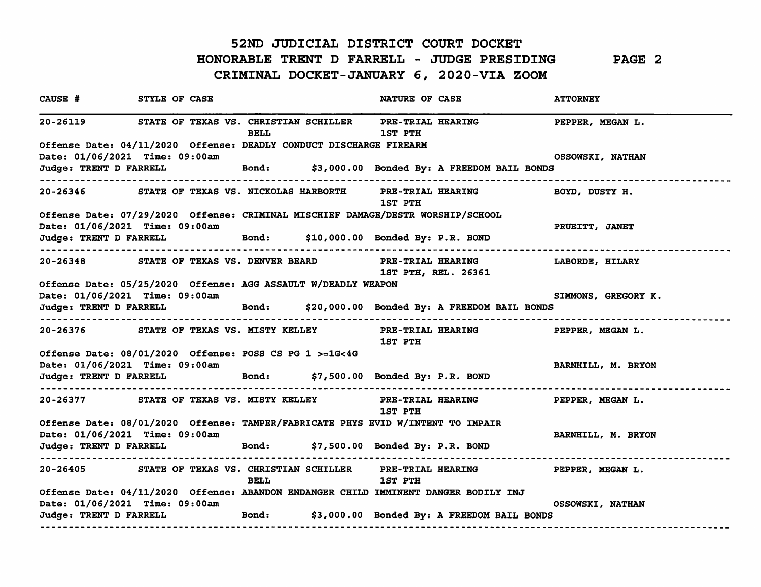# 52ND JUDICIAL DISTRICT COURT DOCKET

## HONORABLE TRENT D FARRELL - JUDGE PRESIDING

## CRIMINAL DOCKET-JANUARY 6, 2020-VIA ZOOM

| CAUSE # | STYLE OF CASE | NATURE OF CASE | ATTORNEY |
|---|---|---|---|

---

**20-26119** — STATE OF TEXAS VS. CHRISTIAN SCHILLER BELL — PRE-TRIAL HEARING, 1ST PTH — PEPPER, MEGAN L.

Offense Date: 04/11/2020 Offense: DEADLY CONDUCT DISCHARGE FIREARM

Date: 01/06/2021 Time: 09:00am — OSSOWSKI, NATHAN

Judge: TRENT D FARRELL Bond: $3,000.00 Bonded By: A FREEDOM BAIL BONDS

---

**20-26346** — STATE OF TEXAS VS. NICKOLAS HARBORTH — PRE-TRIAL HEARING, 1ST PTH — BOYD, DUSTY H.

Offense Date: 07/29/2020 Offense: CRIMINAL MISCHIEF DAMAGE/DESTR WORSHIP/SCHOOL

Date: 01/06/2021 Time: 09:00am — PRUEITT, JANET

Judge: TRENT D FARRELL Bond: $10,000.00 Bonded By: P.R. BOND

---

**20-26348** — STATE OF TEXAS VS. DENVER BEARD — PRE-TRIAL HEARING, 1ST PTH, REL. 26361 — LABORDE, HILARY

Offense Date: 05/25/2020 Offense: AGG ASSAULT W/DEADLY WEAPON

Date: 01/06/2021 Time: 09:00am — SIMMONS, GREGORY K.

Judge: TRENT D FARRELL Bond: $20,000.00 Bonded By: A FREEDOM BAIL BONDS

---

**20-26376** — STATE OF TEXAS VS. MISTY KELLEY — PRE-TRIAL HEARING, 1ST PTH — PEPPER, MEGAN L.

Offense Date: 08/01/2020 Offense: POSS CS PG 1 >=1G<4G

Date: 01/06/2021 Time: 09:00am — BARNHILL, M. BRYON

Judge: TRENT D FARRELL Bond: $7,500.00 Bonded By: P.R. BOND

---

**20-26377** — STATE OF TEXAS VS. MISTY KELLEY — PRE-TRIAL HEARING, 1ST PTH — PEPPER, MEGAN L.

Offense Date: 08/01/2020 Offense: TAMPER/FABRICATE PHYS EVID W/INTENT TO IMPAIR

Date: 01/06/2021 Time: 09:00am — BARNHILL, M. BRYON

Judge: TRENT D FARRELL Bond: $7,500.00 Bonded By: P.R. BOND

---

**20-26405** — STATE OF TEXAS VS. CHRISTIAN SCHILLER BELL — PRE-TRIAL HEARING, 1ST PTH — PEPPER, MEGAN L.

Offense Date: 04/11/2020 Offense: ABANDON ENDANGER CHILD IMMINENT DANGER BODILY INJ

Date: 01/06/2021 Time: 09:00am — OSSOWSKI, NATHAN

Judge: TRENT D FARRELL Bond: $3,000.00 Bonded By: A FREEDOM BAIL BONDS

---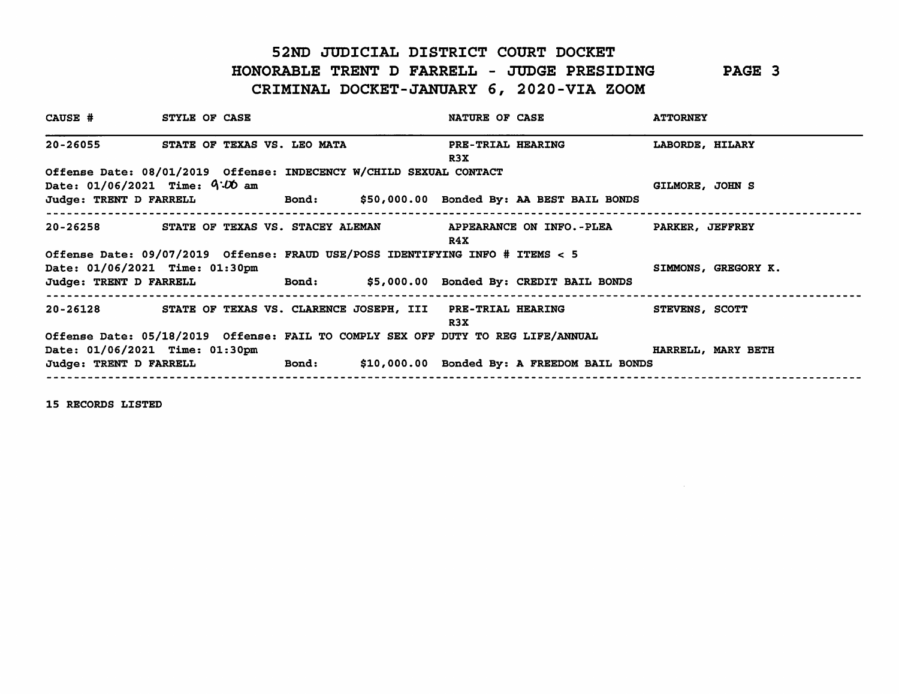# 52ND JUDICIAL DISTRICT COURT DOCKET

## HONORABLE TRENT D FARRELL - JUDGE PRESIDING

## CRIMINAL DOCKET-JANUARY 6, 2020-VIA ZOOM

| CAUSE # | STYLE OF CASE | NATURE OF CASE | ATTORNEY |
|---|---|---|---|
| 20-26055 | STATE OF TEXAS VS. LEO MATA | PRE-TRIAL HEARING R3X | LABORDE, HILARY |

Offense Date: 08/01/2019 Offense: INDECENCY W/CHILD SEXUAL CONTACT
Date: 01/06/2021 Time: 9:00 am — GILMORE, JOHN S
Judge: TRENT D FARRELL Bond: $50,000.00 Bonded By: AA BEST BAIL BONDS

---

| CAUSE # | STYLE OF CASE | NATURE OF CASE | ATTORNEY |
|---|---|---|---|
| 20-26258 | STATE OF TEXAS VS. STACEY ALEMAN | APPEARANCE ON INFO.-PLEA R4X | PARKER, JEFFREY |

Offense Date: 09/07/2019 Offense: FRAUD USE/POSS IDENTIFYING INFO # ITEMS < 5
Date: 01/06/2021 Time: 01:30pm — SIMMONS, GREGORY K.
Judge: TRENT D FARRELL Bond: $5,000.00 Bonded By: CREDIT BAIL BONDS

---

| CAUSE # | STYLE OF CASE | NATURE OF CASE | ATTORNEY |
|---|---|---|---|
| 20-26128 | STATE OF TEXAS VS. CLARENCE JOSEPH, III | PRE-TRIAL HEARING R3X | STEVENS, SCOTT |

Offense Date: 05/18/2019 Offense: FAIL TO COMPLY SEX OFF DUTY TO REG LIFE/ANNUAL
Date: 01/06/2021 Time: 01:30pm — HARRELL, MARY BETH
Judge: TRENT D FARRELL Bond: $10,000.00 Bonded By: A FREEDOM BAIL BONDS

---

15 RECORDS LISTED